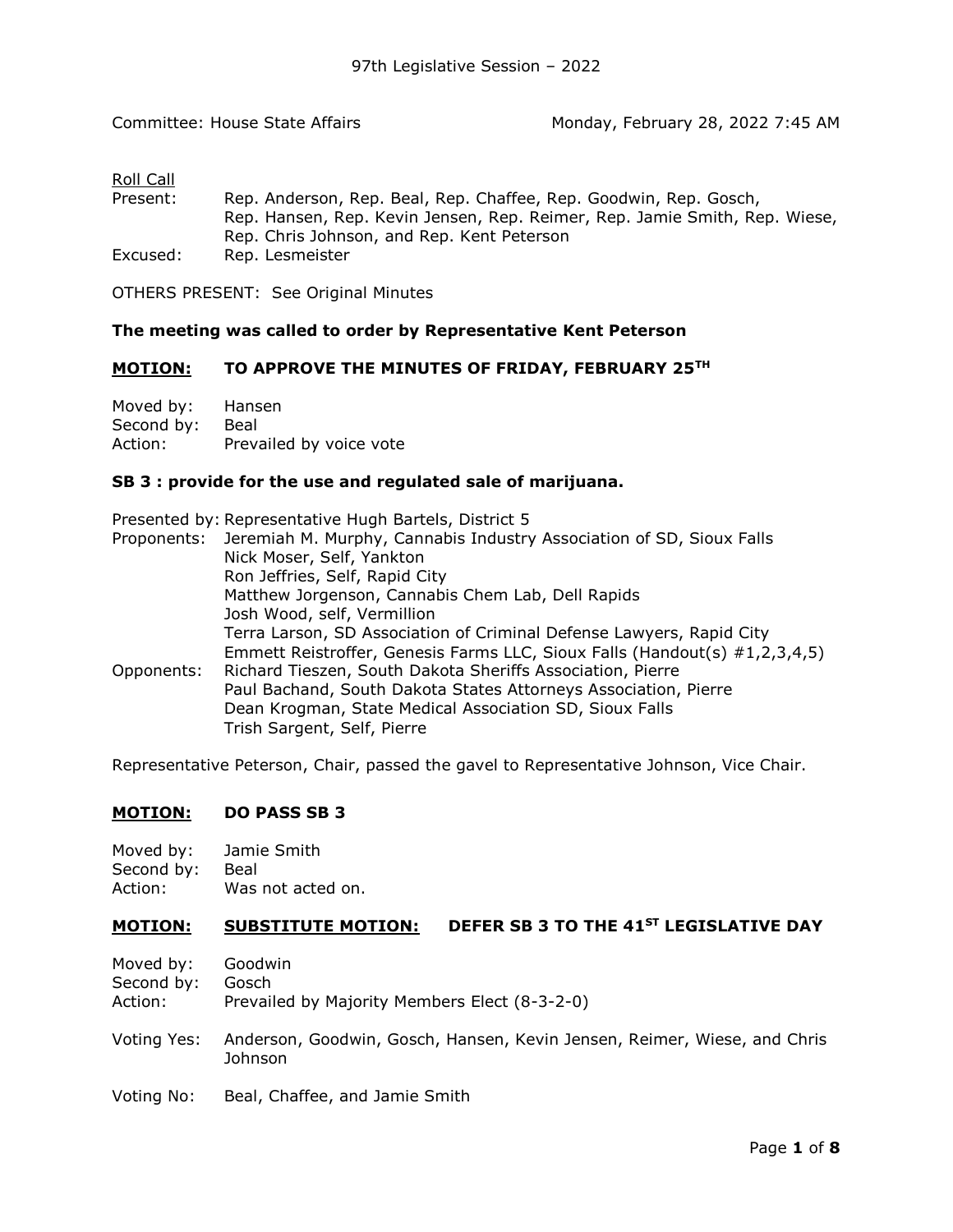97th Legislative Session – 2022

Committee: House State Affairs — Monday, February 28, 2022 7:45 AM

Roll Call

Present: Rep. Anderson, Rep. Beal, Rep. Chaffee, Rep. Goodwin, Rep. Gosch, Rep. Hansen, Rep. Kevin Jensen, Rep. Reimer, Rep. Jamie Smith, Rep. Wiese, Rep. Chris Johnson, and Rep. Kent Peterson

Excused: Rep. Lesmeister

OTHERS PRESENT: See Original Minutes

**The meeting was called to order by Representative Kent Peterson**

**MOTION: TO APPROVE THE MINUTES OF FRIDAY, FEBRUARY 25TH**

Moved by: Hansen
Second by: Beal
Action: Prevailed by voice vote

**SB 3 : provide for the use and regulated sale of marijuana.**

Presented by: Representative Hugh Bartels, District 5

Proponents:
- Jeremiah M. Murphy, Cannabis Industry Association of SD, Sioux Falls
- Nick Moser, Self, Yankton
- Ron Jeffries, Self, Rapid City
- Matthew Jorgenson, Cannabis Chem Lab, Dell Rapids
- Josh Wood, self, Vermillion
- Terra Larson, SD Association of Criminal Defense Lawyers, Rapid City
- Emmett Reistroffer, Genesis Farms LLC, Sioux Falls (Handout(s) #1,2,3,4,5)

Opponents:
- Richard Tieszen, South Dakota Sheriffs Association, Pierre
- Paul Bachand, South Dakota States Attorneys Association, Pierre
- Dean Krogman, State Medical Association SD, Sioux Falls
- Trish Sargent, Self, Pierre

Representative Peterson, Chair, passed the gavel to Representative Johnson, Vice Chair.

**MOTION: DO PASS SB 3**

Moved by: Jamie Smith
Second by: Beal
Action: Was not acted on.

**MOTION: SUBSTITUTE MOTION: DEFER SB 3 TO THE 41ST LEGISLATIVE DAY**

Moved by: Goodwin
Second by: Gosch
Action: Prevailed by Majority Members Elect (8-3-2-0)

Voting Yes: Anderson, Goodwin, Gosch, Hansen, Kevin Jensen, Reimer, Wiese, and Chris Johnson

Voting No: Beal, Chaffee, and Jamie Smith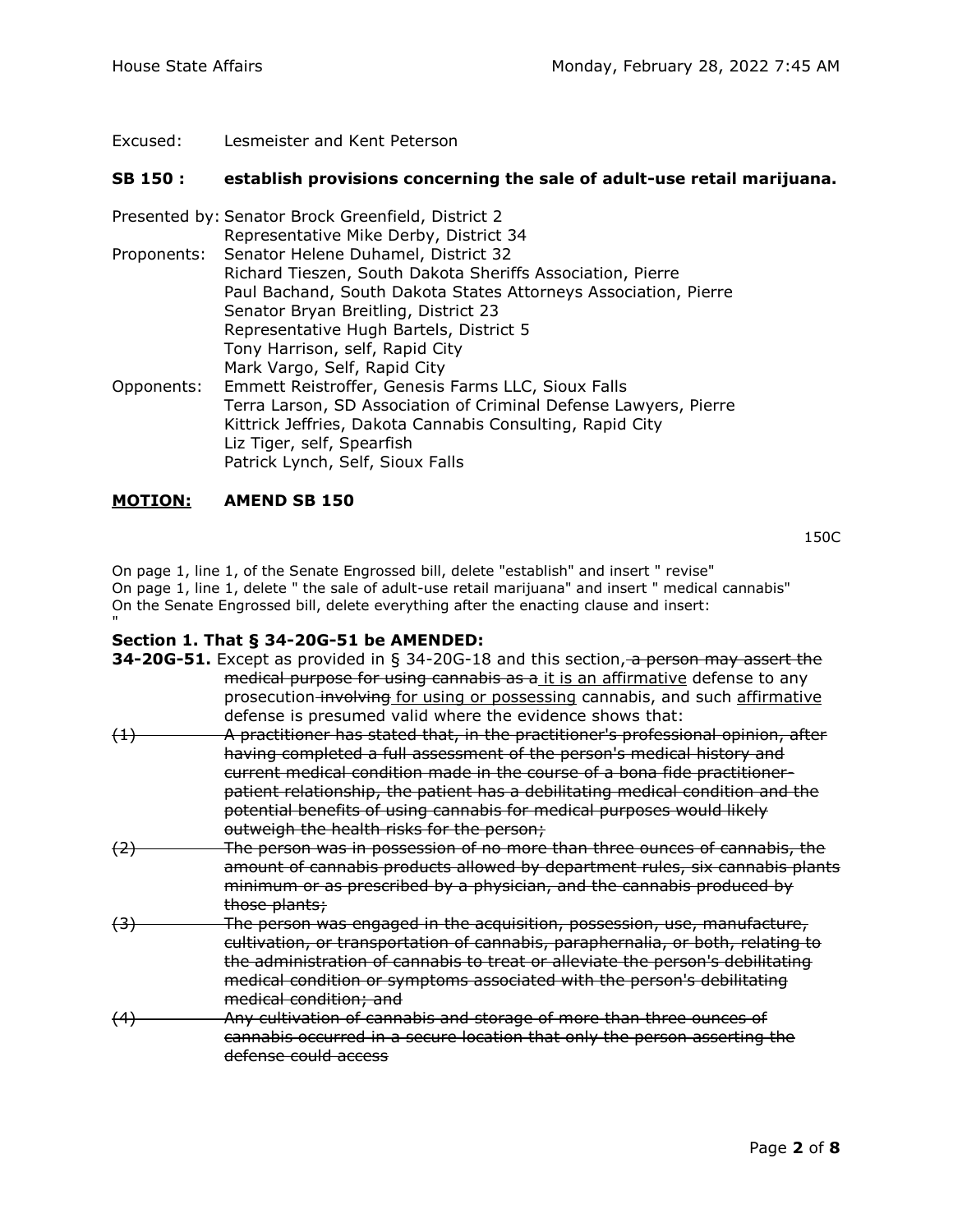Excused: Lesmeister and Kent Peterson

**SB 150 : establish provisions concerning the sale of adult-use retail marijuana.**

Presented by: Senator Brock Greenfield, District 2
Representative Mike Derby, District 34

Proponents: Senator Helene Duhamel, District 32
Richard Tieszen, South Dakota Sheriffs Association, Pierre
Paul Bachand, South Dakota States Attorneys Association, Pierre
Senator Bryan Breitling, District 23
Representative Hugh Bartels, District 5
Tony Harrison, self, Rapid City
Mark Vargo, Self, Rapid City

Opponents: Emmett Reistroffer, Genesis Farms LLC, Sioux Falls
Terra Larson, SD Association of Criminal Defense Lawyers, Pierre
Kittrick Jeffries, Dakota Cannabis Consulting, Rapid City
Liz Tiger, self, Spearfish
Patrick Lynch, Self, Sioux Falls

**<u>MOTION:</u> AMEND SB 150**

150C

On page 1, line 1, of the Senate Engrossed bill, delete "establish" and insert " revise"
On page 1, line 1, delete " the sale of adult-use retail marijuana" and insert " medical cannabis"
On the Senate Engrossed bill, delete everything after the enacting clause and insert:
"

**Section 1. That § 34-20G-51 be AMENDED:**

**34-20G-51.** Except as provided in § 34-20G-18 and this section~~, a person may assert the medical purpose for using cannabis as a~~ <u>it is an affirmative</u> defense to any prosecution ~~involving~~ <u>for using or possessing</u> cannabis, and such <u>affirmative</u> defense is presumed valid where the evidence shows that:

~~(1) A practitioner has stated that, in the practitioner's professional opinion, after having completed a full assessment of the person's medical history and current medical condition made in the course of a bona fide practitioner-patient relationship, the patient has a debilitating medical condition and the potential benefits of using cannabis for medical purposes would likely outweigh the health risks for the person;~~

~~(2) The person was in possession of no more than three ounces of cannabis, the amount of cannabis products allowed by department rules, six cannabis plants minimum or as prescribed by a physician, and the cannabis produced by those plants;~~

~~(3) The person was engaged in the acquisition, possession, use, manufacture, cultivation, or transportation of cannabis, paraphernalia, or both, relating to the administration of cannabis to treat or alleviate the person's debilitating medical condition or symptoms associated with the person's debilitating medical condition; and~~

~~(4) Any cultivation of cannabis and storage of more than three ounces of cannabis occurred in a secure location that only the person asserting the defense could access~~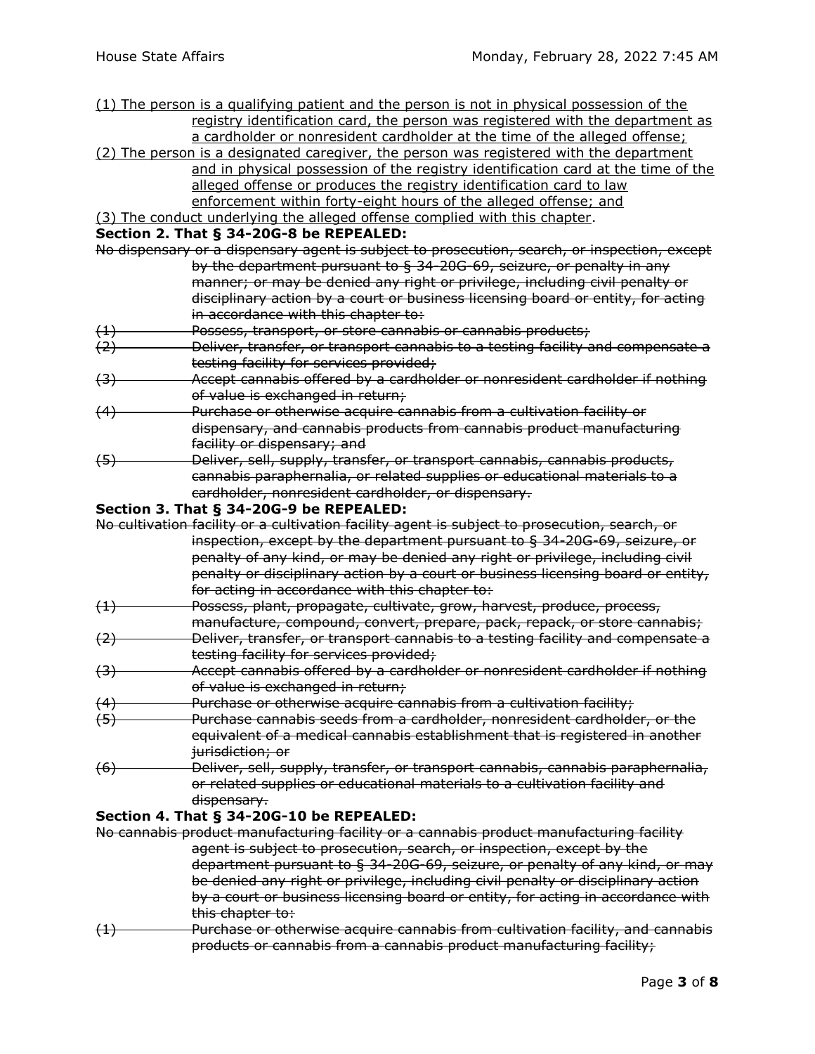<u>(1) The person is a qualifying patient and the person is not in physical possession of the registry identification card, the person was registered with the department as a cardholder or nonresident cardholder at the time of the alleged offense;</u>

<u>(2) The person is a designated caregiver, the person was registered with the department and in physical possession of the registry identification card at the time of the alleged offense or produces the registry identification card to law enforcement within forty-eight hours of the alleged offense; and</u>

<u>(3) The conduct underlying the alleged offense complied with this chapter</u>.

**Section 2. That § 34-20G-8 be REPEALED:**

~~No dispensary or a dispensary agent is subject to prosecution, search, or inspection, except by the department pursuant to § 34-20G-69, seizure, or penalty in any manner; or may be denied any right or privilege, including civil penalty or disciplinary action by a court or business licensing board or entity, for acting in accordance with this chapter to:~~

~~(1) Possess, transport, or store cannabis or cannabis products;~~

~~(2) Deliver, transfer, or transport cannabis to a testing facility and compensate a testing facility for services provided;~~

~~(3) Accept cannabis offered by a cardholder or nonresident cardholder if nothing of value is exchanged in return;~~

~~(4) Purchase or otherwise acquire cannabis from a cultivation facility or dispensary, and cannabis products from cannabis product manufacturing facility or dispensary; and~~

~~(5) Deliver, sell, supply, transfer, or transport cannabis, cannabis products, cannabis paraphernalia, or related supplies or educational materials to a cardholder, nonresident cardholder, or dispensary.~~

**Section 3. That § 34-20G-9 be REPEALED:**

~~No cultivation facility or a cultivation facility agent is subject to prosecution, search, or inspection, except by the department pursuant to § 34-20G-69, seizure, or penalty of any kind, or may be denied any right or privilege, including civil penalty or disciplinary action by a court or business licensing board or entity, for acting in accordance with this chapter to:~~

~~(1) Possess, plant, propagate, cultivate, grow, harvest, produce, process, manufacture, compound, convert, prepare, pack, repack, or store cannabis;~~

~~(2) Deliver, transfer, or transport cannabis to a testing facility and compensate a testing facility for services provided;~~

~~(3) Accept cannabis offered by a cardholder or nonresident cardholder if nothing of value is exchanged in return;~~

~~(4) Purchase or otherwise acquire cannabis from a cultivation facility;~~

~~(5) Purchase cannabis seeds from a cardholder, nonresident cardholder, or the equivalent of a medical cannabis establishment that is registered in another jurisdiction; or~~

~~(6) Deliver, sell, supply, transfer, or transport cannabis, cannabis paraphernalia, or related supplies or educational materials to a cultivation facility and dispensary.~~

**Section 4. That § 34-20G-10 be REPEALED:**

~~No cannabis product manufacturing facility or a cannabis product manufacturing facility agent is subject to prosecution, search, or inspection, except by the department pursuant to § 34-20G-69, seizure, or penalty of any kind, or may be denied any right or privilege, including civil penalty or disciplinary action by a court or business licensing board or entity, for acting in accordance with this chapter to:~~

~~(1) Purchase or otherwise acquire cannabis from cultivation facility, and cannabis products or cannabis from a cannabis product manufacturing facility;~~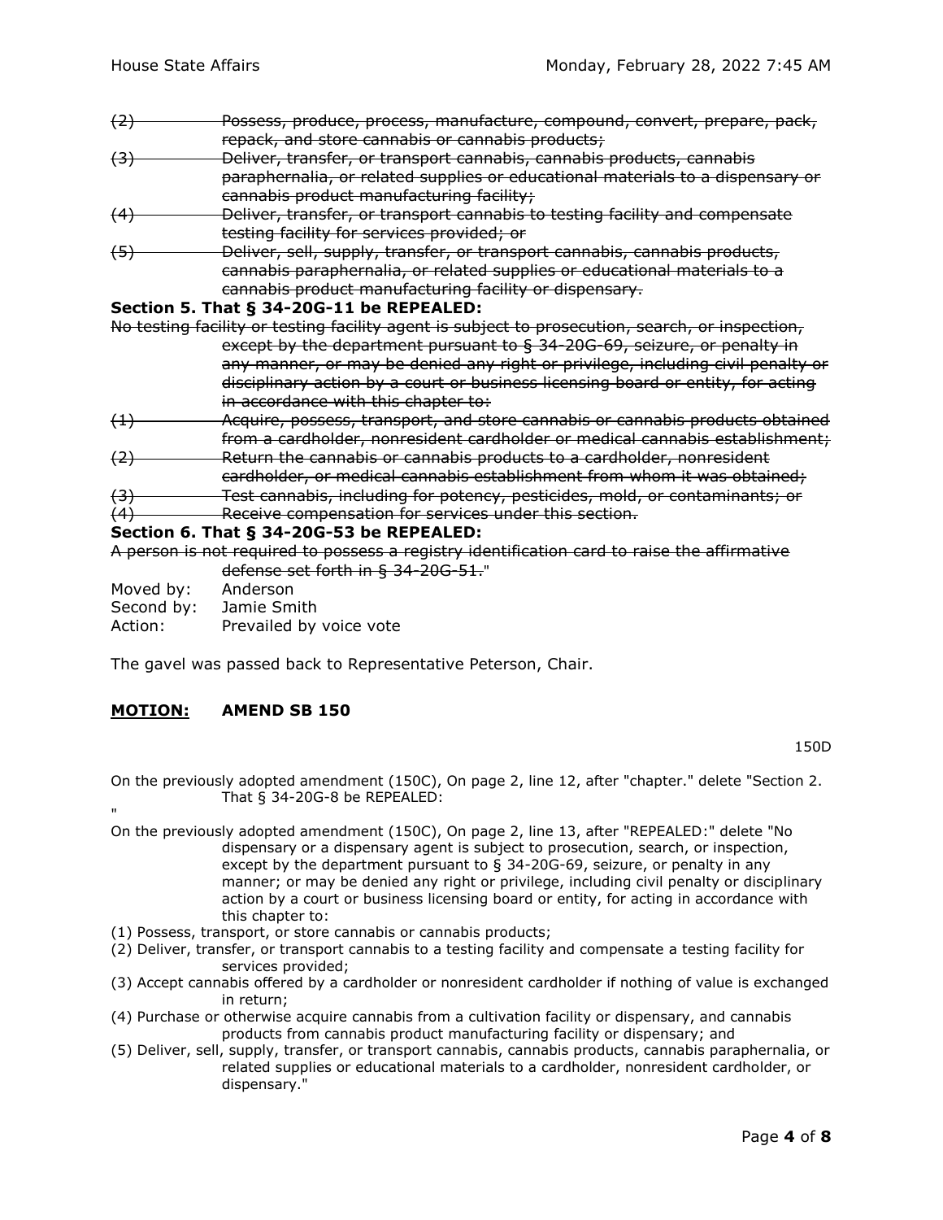~~(2) Possess, produce, process, manufacture, compound, convert, prepare, pack, repack, and store cannabis or cannabis products;~~
~~(3) Deliver, transfer, or transport cannabis, cannabis products, cannabis paraphernalia, or related supplies or educational materials to a dispensary or cannabis product manufacturing facility;~~
~~(4) Deliver, transfer, or transport cannabis to testing facility and compensate testing facility for services provided; or~~
~~(5) Deliver, sell, supply, transfer, or transport cannabis, cannabis products, cannabis paraphernalia, or related supplies or educational materials to a cannabis product manufacturing facility or dispensary.~~

**Section 5. That § 34-20G-11 be REPEALED:**

~~No testing facility or testing facility agent is subject to prosecution, search, or inspection, except by the department pursuant to § 34-20G-69, seizure, or penalty in any manner, or may be denied any right or privilege, including civil penalty or disciplinary action by a court or business licensing board or entity, for acting in accordance with this chapter to:~~
~~(1) Acquire, possess, transport, and store cannabis or cannabis products obtained from a cardholder, nonresident cardholder or medical cannabis establishment;~~
~~(2) Return the cannabis or cannabis products to a cardholder, nonresident cardholder, or medical cannabis establishment from whom it was obtained;~~
~~(3) Test cannabis, including for potency, pesticides, mold, or contaminants; or~~
~~(4) Receive compensation for services under this section.~~

**Section 6. That § 34-20G-53 be REPEALED:**

~~A person is not required to possess a registry identification card to raise the affirmative defense set forth in § 34-20G-51.~~"

Moved by: Anderson
Second by: Jamie Smith
Action: Prevailed by voice vote

The gavel was passed back to Representative Peterson, Chair.

## MOTION: AMEND SB 150

150D

On the previously adopted amendment (150C), On page 2, line 12, after "chapter." delete "Section 2. That § 34-20G-8 be REPEALED:
"

On the previously adopted amendment (150C), On page 2, line 13, after "REPEALED:" delete "No dispensary or a dispensary agent is subject to prosecution, search, or inspection, except by the department pursuant to § 34-20G-69, seizure, or penalty in any manner; or may be denied any right or privilege, including civil penalty or disciplinary action by a court or business licensing board or entity, for acting in accordance with this chapter to:

(1) Possess, transport, or store cannabis or cannabis products;
(2) Deliver, transfer, or transport cannabis to a testing facility and compensate a testing facility for services provided;
(3) Accept cannabis offered by a cardholder or nonresident cardholder if nothing of value is exchanged in return;
(4) Purchase or otherwise acquire cannabis from a cultivation facility or dispensary, and cannabis products from cannabis product manufacturing facility or dispensary; and
(5) Deliver, sell, supply, transfer, or transport cannabis, cannabis products, cannabis paraphernalia, or related supplies or educational materials to a cardholder, nonresident cardholder, or dispensary."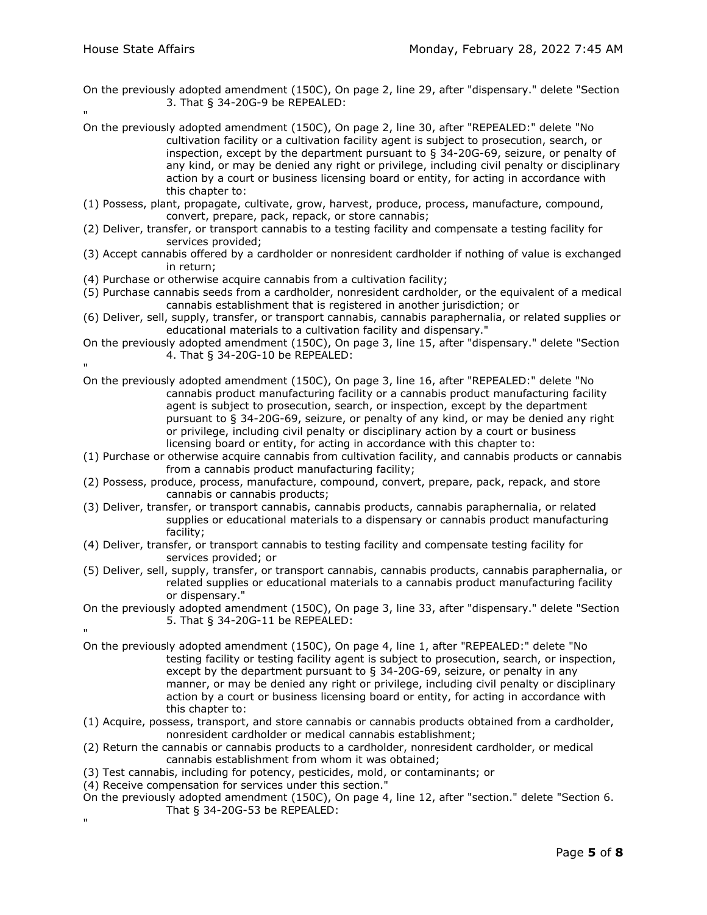On the previously adopted amendment (150C), On page 2, line 29, after "dispensary." delete "Section 3. That § 34-20G-9 be REPEALED:

"

On the previously adopted amendment (150C), On page 2, line 30, after "REPEALED:" delete "No cultivation facility or a cultivation facility agent is subject to prosecution, search, or inspection, except by the department pursuant to § 34-20G-69, seizure, or penalty of any kind, or may be denied any right or privilege, including civil penalty or disciplinary action by a court or business licensing board or entity, for acting in accordance with this chapter to:

(1) Possess, plant, propagate, cultivate, grow, harvest, produce, process, manufacture, compound, convert, prepare, pack, repack, or store cannabis;

(2) Deliver, transfer, or transport cannabis to a testing facility and compensate a testing facility for services provided;

(3) Accept cannabis offered by a cardholder or nonresident cardholder if nothing of value is exchanged in return;

(4) Purchase or otherwise acquire cannabis from a cultivation facility;

(5) Purchase cannabis seeds from a cardholder, nonresident cardholder, or the equivalent of a medical cannabis establishment that is registered in another jurisdiction; or

(6) Deliver, sell, supply, transfer, or transport cannabis, cannabis paraphernalia, or related supplies or educational materials to a cultivation facility and dispensary."

On the previously adopted amendment (150C), On page 3, line 15, after "dispensary." delete "Section 4. That § 34-20G-10 be REPEALED:

"

On the previously adopted amendment (150C), On page 3, line 16, after "REPEALED:" delete "No cannabis product manufacturing facility or a cannabis product manufacturing facility agent is subject to prosecution, search, or inspection, except by the department pursuant to § 34-20G-69, seizure, or penalty of any kind, or may be denied any right or privilege, including civil penalty or disciplinary action by a court or business licensing board or entity, for acting in accordance with this chapter to:

(1) Purchase or otherwise acquire cannabis from cultivation facility, and cannabis products or cannabis from a cannabis product manufacturing facility;

(2) Possess, produce, process, manufacture, compound, convert, prepare, pack, repack, and store cannabis or cannabis products;

(3) Deliver, transfer, or transport cannabis, cannabis products, cannabis paraphernalia, or related supplies or educational materials to a dispensary or cannabis product manufacturing facility;

(4) Deliver, transfer, or transport cannabis to testing facility and compensate testing facility for services provided; or

(5) Deliver, sell, supply, transfer, or transport cannabis, cannabis products, cannabis paraphernalia, or related supplies or educational materials to a cannabis product manufacturing facility or dispensary."

On the previously adopted amendment (150C), On page 3, line 33, after "dispensary." delete "Section 5. That § 34-20G-11 be REPEALED:

"

On the previously adopted amendment (150C), On page 4, line 1, after "REPEALED:" delete "No testing facility or testing facility agent is subject to prosecution, search, or inspection, except by the department pursuant to § 34-20G-69, seizure, or penalty in any manner, or may be denied any right or privilege, including civil penalty or disciplinary action by a court or business licensing board or entity, for acting in accordance with this chapter to:

(1) Acquire, possess, transport, and store cannabis or cannabis products obtained from a cardholder, nonresident cardholder or medical cannabis establishment;

(2) Return the cannabis or cannabis products to a cardholder, nonresident cardholder, or medical cannabis establishment from whom it was obtained;

(3) Test cannabis, including for potency, pesticides, mold, or contaminants; or

(4) Receive compensation for services under this section."

On the previously adopted amendment (150C), On page 4, line 12, after "section." delete "Section 6. That § 34-20G-53 be REPEALED:

"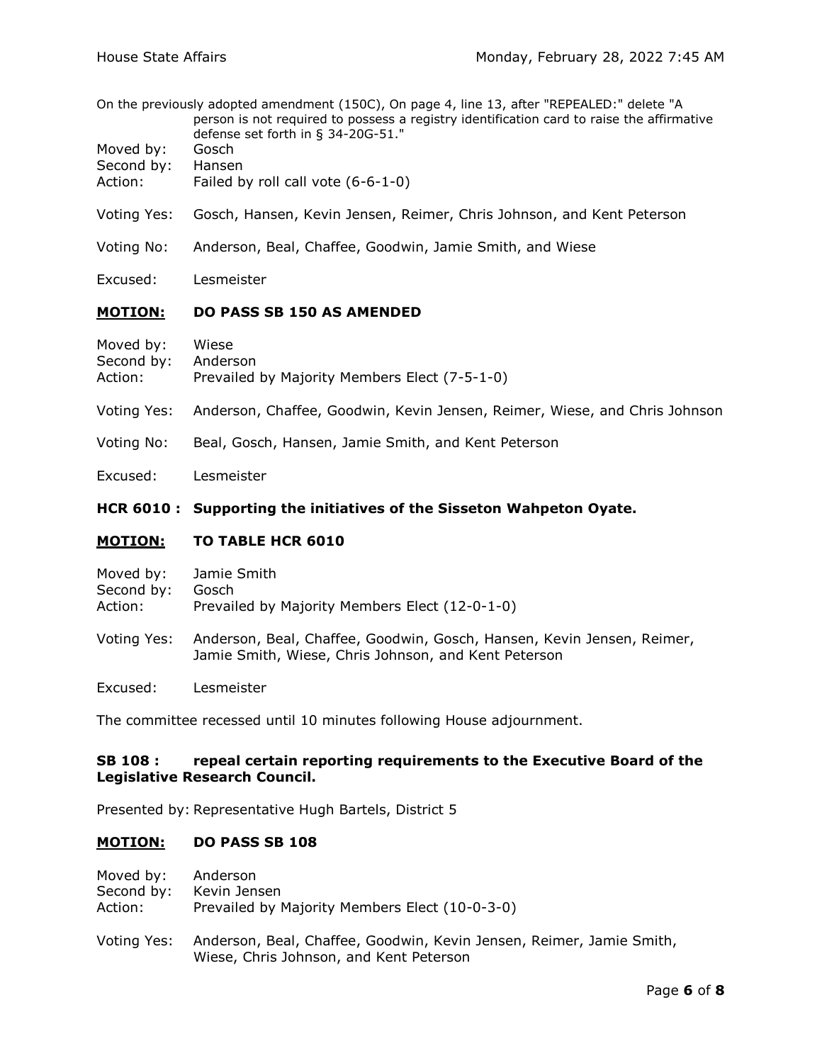On the previously adopted amendment (150C), On page 4, line 13, after "REPEALED:" delete "A person is not required to possess a registry identification card to raise the affirmative defense set forth in § 34-20G-51."

Moved by: Gosch
Second by: Hansen
Action: Failed by roll call vote (6-6-1-0)

Voting Yes: Gosch, Hansen, Kevin Jensen, Reimer, Chris Johnson, and Kent Peterson

Voting No: Anderson, Beal, Chaffee, Goodwin, Jamie Smith, and Wiese

Excused: Lesmeister

**MOTION: DO PASS SB 150 AS AMENDED**

Moved by: Wiese
Second by: Anderson
Action: Prevailed by Majority Members Elect (7-5-1-0)

Voting Yes: Anderson, Chaffee, Goodwin, Kevin Jensen, Reimer, Wiese, and Chris Johnson

Voting No: Beal, Gosch, Hansen, Jamie Smith, and Kent Peterson

Excused: Lesmeister

### HCR 6010 : Supporting the initiatives of the Sisseton Wahpeton Oyate.

**MOTION: TO TABLE HCR 6010**

Moved by: Jamie Smith
Second by: Gosch
Action: Prevailed by Majority Members Elect (12-0-1-0)

Voting Yes: Anderson, Beal, Chaffee, Goodwin, Gosch, Hansen, Kevin Jensen, Reimer, Jamie Smith, Wiese, Chris Johnson, and Kent Peterson

Excused: Lesmeister

The committee recessed until 10 minutes following House adjournment.

### SB 108 : repeal certain reporting requirements to the Executive Board of the Legislative Research Council.

Presented by: Representative Hugh Bartels, District 5

**MOTION: DO PASS SB 108**

Moved by: Anderson
Second by: Kevin Jensen
Action: Prevailed by Majority Members Elect (10-0-3-0)

Voting Yes: Anderson, Beal, Chaffee, Goodwin, Kevin Jensen, Reimer, Jamie Smith, Wiese, Chris Johnson, and Kent Peterson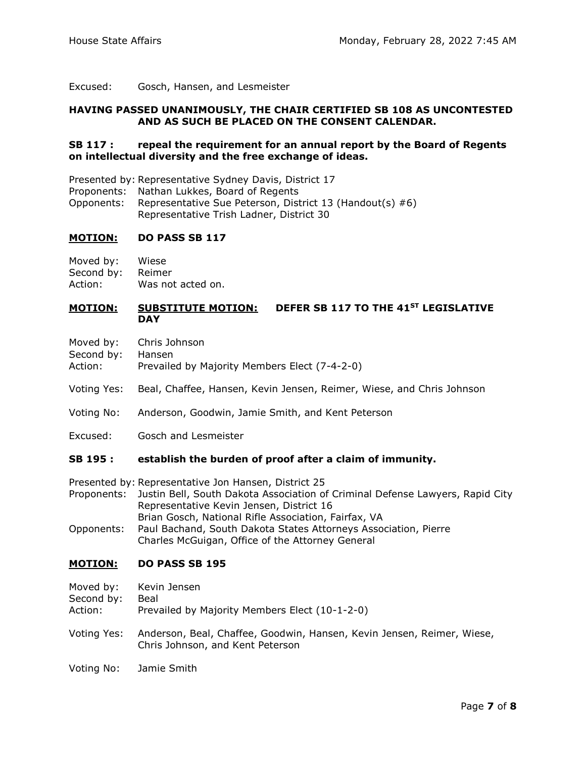Excused: Gosch, Hansen, and Lesmeister

**HAVING PASSED UNANIMOUSLY, THE CHAIR CERTIFIED SB 108 AS UNCONTESTED AND AS SUCH BE PLACED ON THE CONSENT CALENDAR.**

**SB 117 : repeal the requirement for an annual report by the Board of Regents on intellectual diversity and the free exchange of ideas.**

Presented by: Representative Sydney Davis, District 17
Proponents: Nathan Lukkes, Board of Regents
Opponents: Representative Sue Peterson, District 13 (Handout(s) #6)
Representative Trish Ladner, District 30

**MOTION: DO PASS SB 117**

Moved by: Wiese
Second by: Reimer
Action: Was not acted on.

**MOTION: SUBSTITUTE MOTION: DEFER SB 117 TO THE 41ST LEGISLATIVE DAY**

Moved by: Chris Johnson
Second by: Hansen
Action: Prevailed by Majority Members Elect (7-4-2-0)

Voting Yes: Beal, Chaffee, Hansen, Kevin Jensen, Reimer, Wiese, and Chris Johnson

Voting No: Anderson, Goodwin, Jamie Smith, and Kent Peterson

Excused: Gosch and Lesmeister

**SB 195 : establish the burden of proof after a claim of immunity.**

Presented by: Representative Jon Hansen, District 25
Proponents: Justin Bell, South Dakota Association of Criminal Defense Lawyers, Rapid City
Representative Kevin Jensen, District 16
Brian Gosch, National Rifle Association, Fairfax, VA
Opponents: Paul Bachand, South Dakota States Attorneys Association, Pierre
Charles McGuigan, Office of the Attorney General

**MOTION: DO PASS SB 195**

Moved by: Kevin Jensen
Second by: Beal
Action: Prevailed by Majority Members Elect (10-1-2-0)

Voting Yes: Anderson, Beal, Chaffee, Goodwin, Hansen, Kevin Jensen, Reimer, Wiese, Chris Johnson, and Kent Peterson

Voting No: Jamie Smith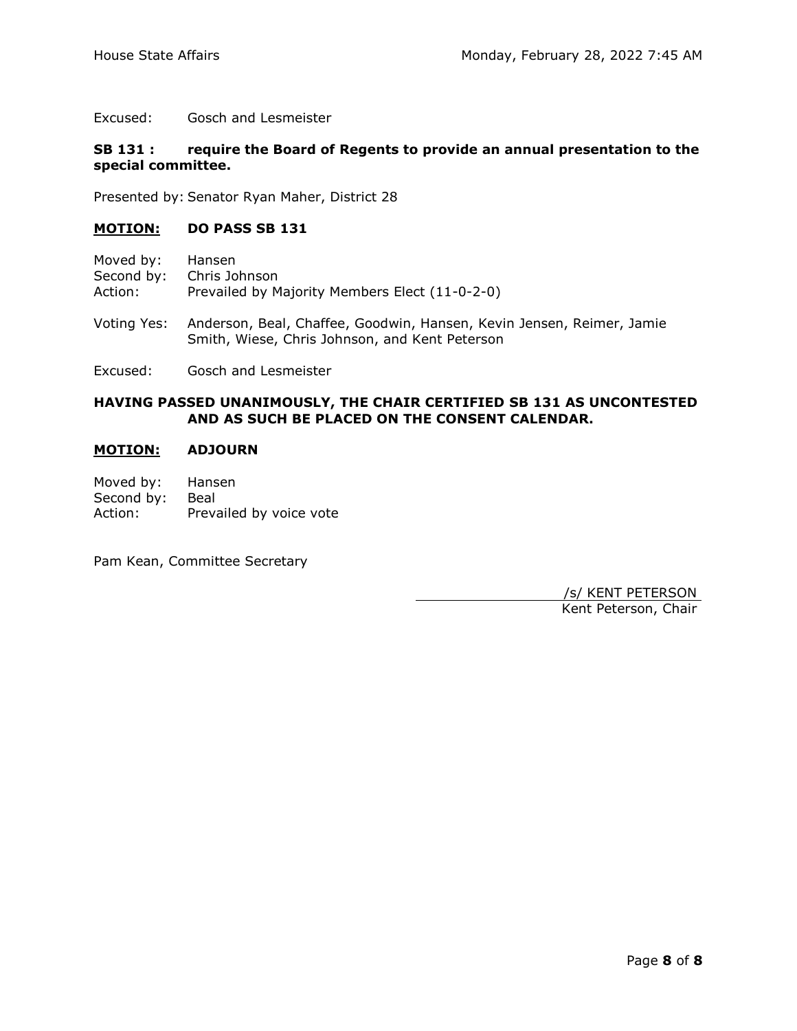Excused: Gosch and Lesmeister

**SB 131 : require the Board of Regents to provide an annual presentation to the special committee.**

Presented by: Senator Ryan Maher, District 28

**<u>MOTION:</u> DO PASS SB 131**

Moved by: Hansen
Second by: Chris Johnson
Action: Prevailed by Majority Members Elect (11-0-2-0)

Voting Yes: Anderson, Beal, Chaffee, Goodwin, Hansen, Kevin Jensen, Reimer, Jamie Smith, Wiese, Chris Johnson, and Kent Peterson

Excused: Gosch and Lesmeister

**HAVING PASSED UNANIMOUSLY, THE CHAIR CERTIFIED SB 131 AS UNCONTESTED AND AS SUCH BE PLACED ON THE CONSENT CALENDAR.**

**<u>MOTION:</u> ADJOURN**

Moved by: Hansen
Second by: Beal
Action: Prevailed by voice vote

Pam Kean, Committee Secretary

/s/ KENT PETERSON
Kent Peterson, Chair